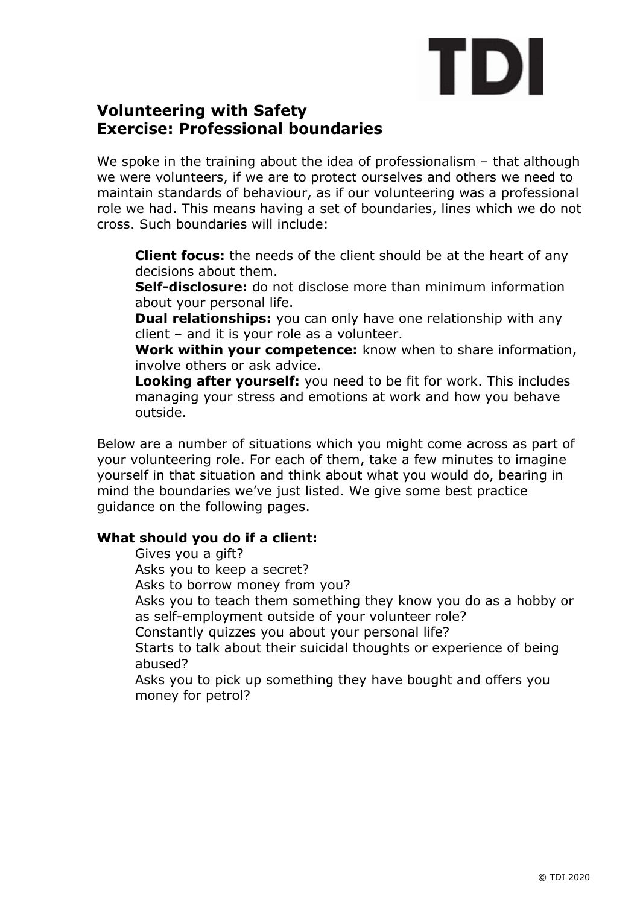TDI

## Volunteering with Safety
## Exercise: Professional boundaries

We spoke in the training about the idea of professionalism – that although we were volunteers, if we are to protect ourselves and others we need to maintain standards of behaviour, as if our volunteering was a professional role we had. This means having a set of boundaries, lines which we do not cross. Such boundaries will include:

- **Client focus:** the needs of the client should be at the heart of any decisions about them.
- **Self-disclosure:** do not disclose more than minimum information about your personal life.
- **Dual relationships:** you can only have one relationship with any client – and it is your role as a volunteer.
- **Work within your competence:** know when to share information, involve others or ask advice.
- **Looking after yourself:** you need to be fit for work. This includes managing your stress and emotions at work and how you behave outside.

Below are a number of situations which you might come across as part of your volunteering role. For each of them, take a few minutes to imagine yourself in that situation and think about what you would do, bearing in mind the boundaries we've just listed. We give some best practice guidance on the following pages.

**What should you do if a client:**

- Gives you a gift?
- Asks you to keep a secret?
- Asks to borrow money from you?
- Asks you to teach them something they know you do as a hobby or as self-employment outside of your volunteer role?
- Constantly quizzes you about your personal life?
- Starts to talk about their suicidal thoughts or experience of being abused?
- Asks you to pick up something they have bought and offers you money for petrol?

© TDI 2020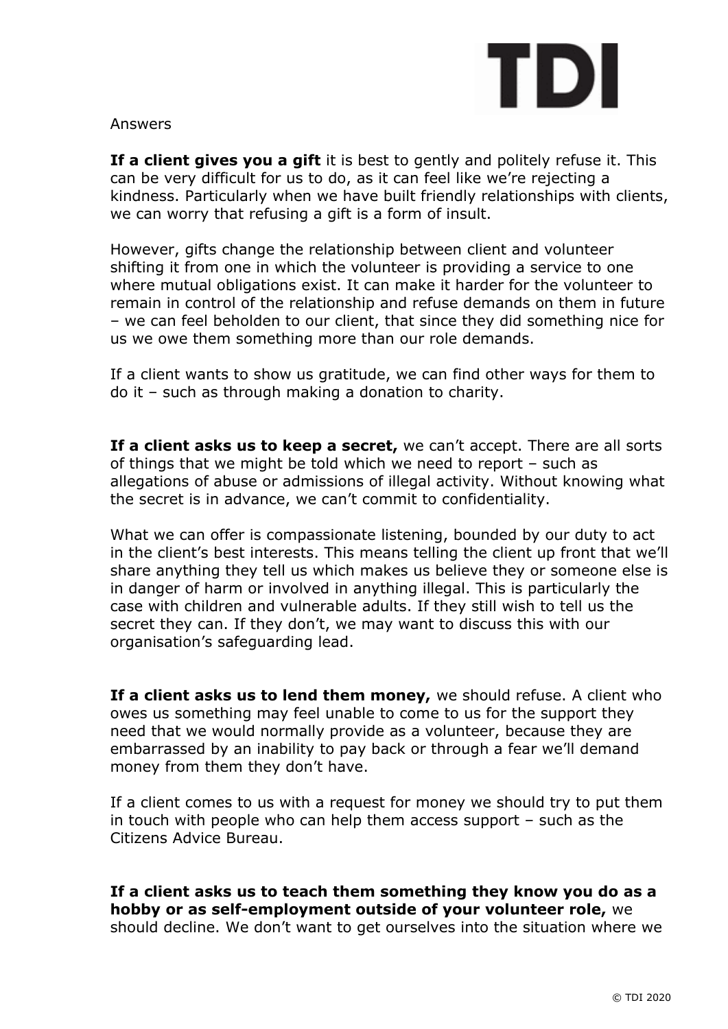Answers

**If a client gives you a gift** it is best to gently and politely refuse it. This can be very difficult for us to do, as it can feel like we're rejecting a kindness. Particularly when we have built friendly relationships with clients, we can worry that refusing a gift is a form of insult.

However, gifts change the relationship between client and volunteer shifting it from one in which the volunteer is providing a service to one where mutual obligations exist. It can make it harder for the volunteer to remain in control of the relationship and refuse demands on them in future – we can feel beholden to our client, that since they did something nice for us we owe them something more than our role demands.

If a client wants to show us gratitude, we can find other ways for them to do it – such as through making a donation to charity.

**If a client asks us to keep a secret,** we can't accept. There are all sorts of things that we might be told which we need to report – such as allegations of abuse or admissions of illegal activity. Without knowing what the secret is in advance, we can't commit to confidentiality.

What we can offer is compassionate listening, bounded by our duty to act in the client's best interests. This means telling the client up front that we'll share anything they tell us which makes us believe they or someone else is in danger of harm or involved in anything illegal. This is particularly the case with children and vulnerable adults. If they still wish to tell us the secret they can. If they don't, we may want to discuss this with our organisation's safeguarding lead.

**If a client asks us to lend them money,** we should refuse. A client who owes us something may feel unable to come to us for the support they need that we would normally provide as a volunteer, because they are embarrassed by an inability to pay back or through a fear we'll demand money from them they don't have.

If a client comes to us with a request for money we should try to put them in touch with people who can help them access support – such as the Citizens Advice Bureau.

**If a client asks us to teach them something they know you do as a hobby or as self-employment outside of your volunteer role,** we should decline. We don't want to get ourselves into the situation where we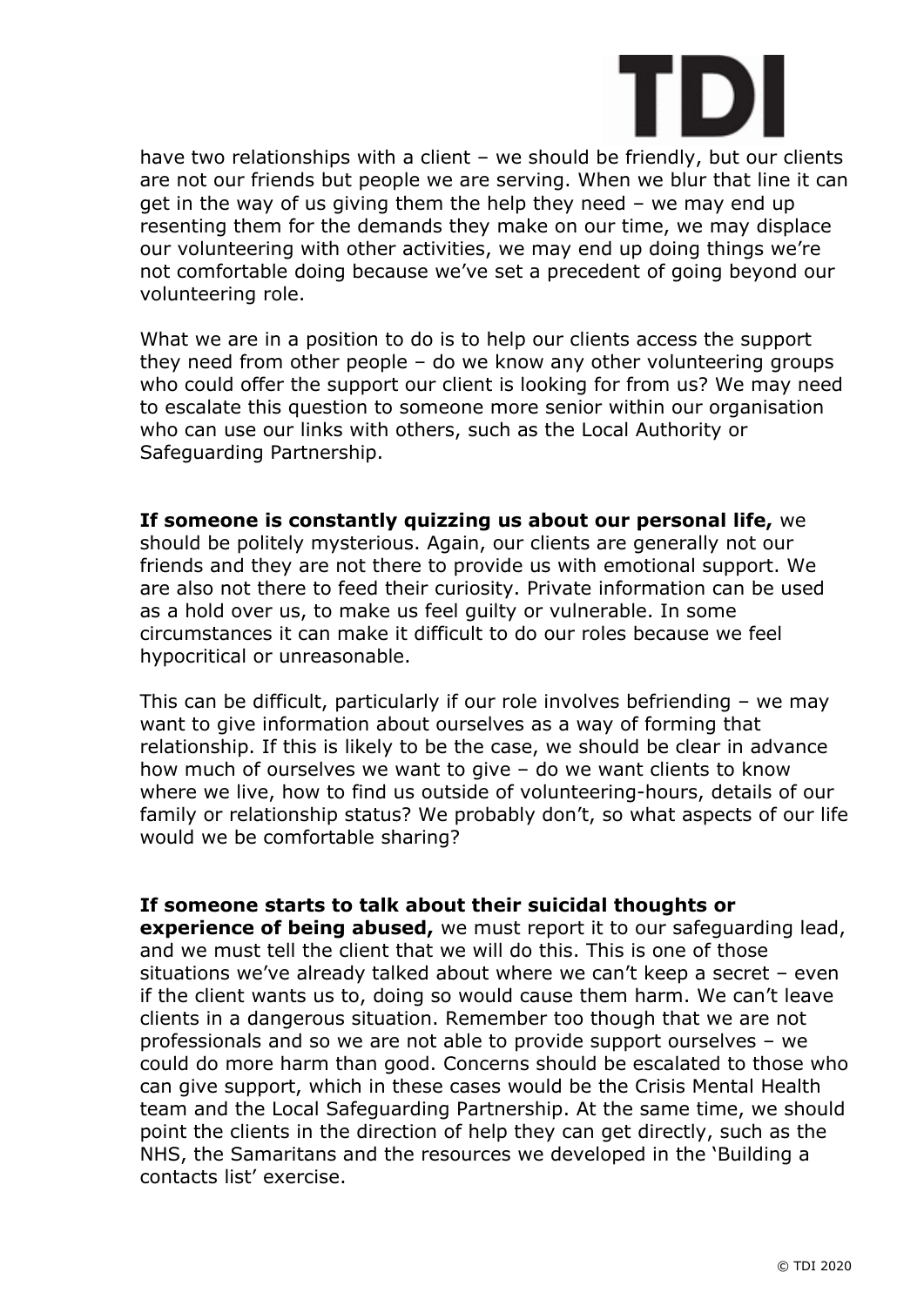have two relationships with a client – we should be friendly, but our clients are not our friends but people we are serving. When we blur that line it can get in the way of us giving them the help they need – we may end up resenting them for the demands they make on our time, we may displace our volunteering with other activities, we may end up doing things we're not comfortable doing because we've set a precedent of going beyond our volunteering role.

What we are in a position to do is to help our clients access the support they need from other people – do we know any other volunteering groups who could offer the support our client is looking for from us? We may need to escalate this question to someone more senior within our organisation who can use our links with others, such as the Local Authority or Safeguarding Partnership.

**If someone is constantly quizzing us about our personal life,** we should be politely mysterious. Again, our clients are generally not our friends and they are not there to provide us with emotional support. We are also not there to feed their curiosity. Private information can be used as a hold over us, to make us feel guilty or vulnerable. In some circumstances it can make it difficult to do our roles because we feel hypocritical or unreasonable.

This can be difficult, particularly if our role involves befriending – we may want to give information about ourselves as a way of forming that relationship. If this is likely to be the case, we should be clear in advance how much of ourselves we want to give – do we want clients to know where we live, how to find us outside of volunteering-hours, details of our family or relationship status? We probably don't, so what aspects of our life would we be comfortable sharing?

**If someone starts to talk about their suicidal thoughts or experience of being abused,** we must report it to our safeguarding lead, and we must tell the client that we will do this. This is one of those situations we've already talked about where we can't keep a secret – even if the client wants us to, doing so would cause them harm. We can't leave clients in a dangerous situation. Remember too though that we are not professionals and so we are not able to provide support ourselves – we could do more harm than good. Concerns should be escalated to those who can give support, which in these cases would be the Crisis Mental Health team and the Local Safeguarding Partnership. At the same time, we should point the clients in the direction of help they can get directly, such as the NHS, the Samaritans and the resources we developed in the 'Building a contacts list' exercise.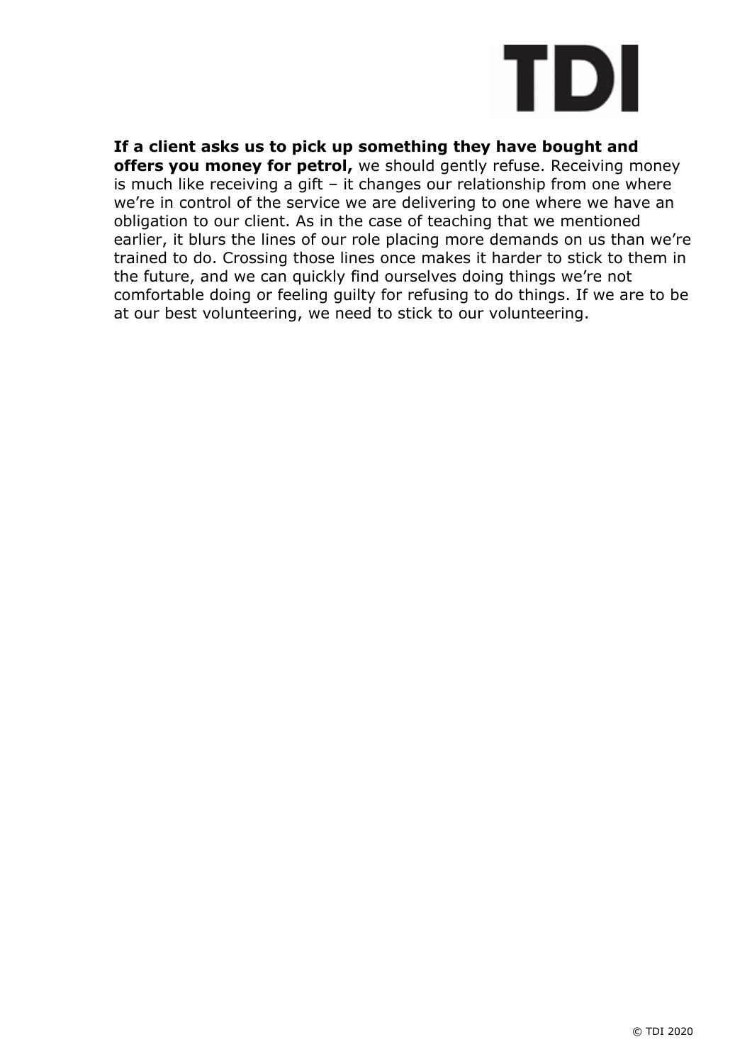**If a client asks us to pick up something they have bought and offers you money for petrol,** we should gently refuse. Receiving money is much like receiving a gift – it changes our relationship from one where we're in control of the service we are delivering to one where we have an obligation to our client. As in the case of teaching that we mentioned earlier, it blurs the lines of our role placing more demands on us than we're trained to do. Crossing those lines once makes it harder to stick to them in the future, and we can quickly find ourselves doing things we're not comfortable doing or feeling guilty for refusing to do things. If we are to be at our best volunteering, we need to stick to our volunteering.